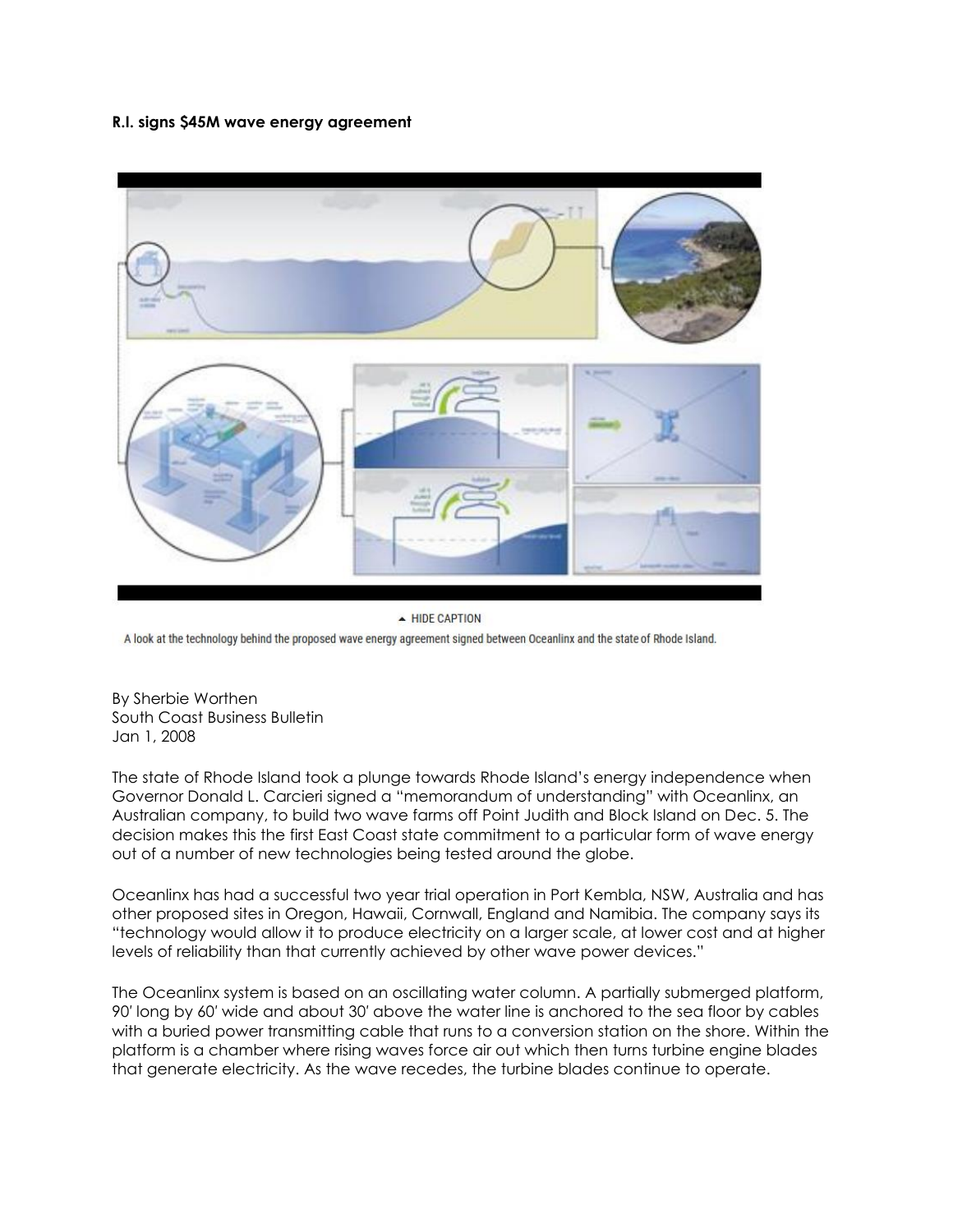**R.I. signs $45M wave energy agreement**

▲ HIDE CAPTION

A look at the technology behind the proposed wave energy agreement signed between Oceanlinx and the state of Rhode Island.

By Sherbie Worthen
South Coast Business Bulletin
Jan 1, 2008

The state of Rhode Island took a plunge towards Rhode Island's energy independence when Governor Donald L. Carcieri signed a "memorandum of understanding" with Oceanlinx, an Australian company, to build two wave farms off Point Judith and Block Island on Dec. 5. The decision makes this the first East Coast state commitment to a particular form of wave energy out of a number of new technologies being tested around the globe.

Oceanlinx has had a successful two year trial operation in Port Kembla, NSW, Australia and has other proposed sites in Oregon, Hawaii, Cornwall, England and Namibia. The company says its "technology would allow it to produce electricity on a larger scale, at lower cost and at higher levels of reliability than that currently achieved by other wave power devices."

The Oceanlinx system is based on an oscillating water column. A partially submerged platform, 90' long by 60' wide and about 30' above the water line is anchored to the sea floor by cables with a buried power transmitting cable that runs to a conversion station on the shore. Within the platform is a chamber where rising waves force air out which then turns turbine engine blades that generate electricity. As the wave recedes, the turbine blades continue to operate.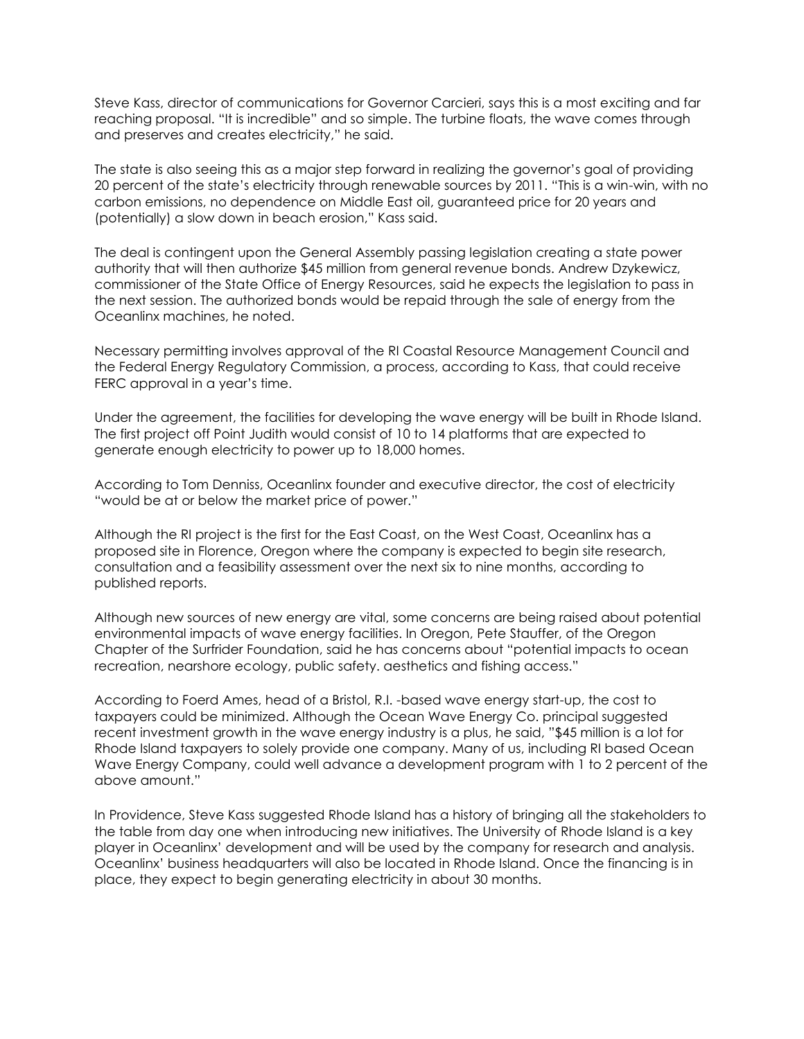Steve Kass, director of communications for Governor Carcieri, says this is a most exciting and far reaching proposal. "It is incredible" and so simple. The turbine floats, the wave comes through and preserves and creates electricity," he said.

The state is also seeing this as a major step forward in realizing the governor's goal of providing 20 percent of the state's electricity through renewable sources by 2011. "This is a win-win, with no carbon emissions, no dependence on Middle East oil, guaranteed price for 20 years and (potentially) a slow down in beach erosion," Kass said.

The deal is contingent upon the General Assembly passing legislation creating a state power authority that will then authorize $45 million from general revenue bonds. Andrew Dzykewicz, commissioner of the State Office of Energy Resources, said he expects the legislation to pass in the next session. The authorized bonds would be repaid through the sale of energy from the Oceanlinx machines, he noted.

Necessary permitting involves approval of the RI Coastal Resource Management Council and the Federal Energy Regulatory Commission, a process, according to Kass, that could receive FERC approval in a year's time.

Under the agreement, the facilities for developing the wave energy will be built in Rhode Island. The first project off Point Judith would consist of 10 to 14 platforms that are expected to generate enough electricity to power up to 18,000 homes.

According to Tom Denniss, Oceanlinx founder and executive director, the cost of electricity "would be at or below the market price of power."

Although the RI project is the first for the East Coast, on the West Coast, Oceanlinx has a proposed site in Florence, Oregon where the company is expected to begin site research, consultation and a feasibility assessment over the next six to nine months, according to published reports.

Although new sources of new energy are vital, some concerns are being raised about potential environmental impacts of wave energy facilities. In Oregon, Pete Stauffer, of the Oregon Chapter of the Surfrider Foundation, said he has concerns about "potential impacts to ocean recreation, nearshore ecology, public safety. aesthetics and fishing access."

According to Foerd Ames, head of a Bristol, R.I. -based wave energy start-up, the cost to taxpayers could be minimized. Although the Ocean Wave Energy Co. principal suggested recent investment growth in the wave energy industry is a plus, he said, "$45 million is a lot for Rhode Island taxpayers to solely provide one company. Many of us, including RI based Ocean Wave Energy Company, could well advance a development program with 1 to 2 percent of the above amount."

In Providence, Steve Kass suggested Rhode Island has a history of bringing all the stakeholders to the table from day one when introducing new initiatives. The University of Rhode Island is a key player in Oceanlinx' development and will be used by the company for research and analysis. Oceanlinx' business headquarters will also be located in Rhode Island. Once the financing is in place, they expect to begin generating electricity in about 30 months.